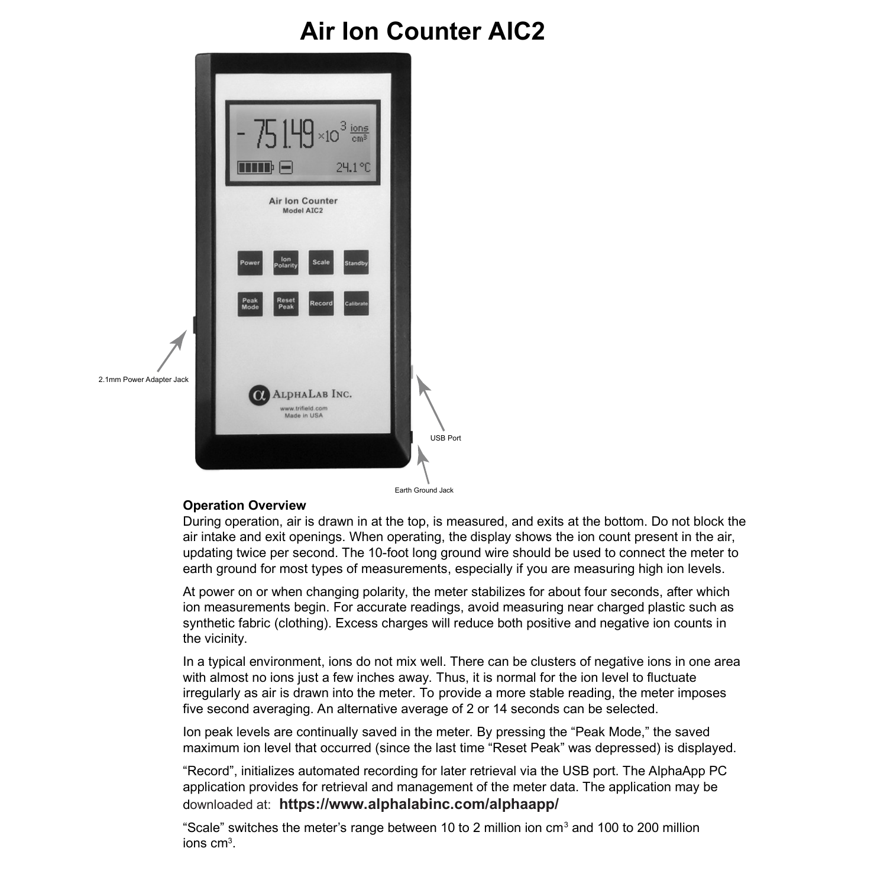# Air Ion Counter AIC2

2.1mm Power Adapter Jack

USB Port

Earth Ground Jack

**Operation Overview**

During operation, air is drawn in at the top, is measured, and exits at the bottom. Do not block the air intake and exit openings. When operating, the display shows the ion count present in the air, updating twice per second. The 10-foot long ground wire should be used to connect the meter to earth ground for most types of measurements, especially if you are measuring high ion levels.

At power on or when changing polarity, the meter stabilizes for about four seconds, after which ion measurements begin. For accurate readings, avoid measuring near charged plastic such as synthetic fabric (clothing). Excess charges will reduce both positive and negative ion counts in the vicinity.

In a typical environment, ions do not mix well. There can be clusters of negative ions in one area with almost no ions just a few inches away. Thus, it is normal for the ion level to fluctuate irregularly as air is drawn into the meter. To provide a more stable reading, the meter imposes five second averaging. An alternative average of 2 or 14 seconds can be selected.

Ion peak levels are continually saved in the meter. By pressing the “Peak Mode,” the saved maximum ion level that occurred (since the last time “Reset Peak” was depressed) is displayed.

“Record”, initializes automated recording for later retrieval via the USB port. The AlphaApp PC application provides for retrieval and management of the meter data. The application may be downloaded at: **https://www.alphalabinc.com/alphaapp/**

“Scale” switches the meter’s range between 10 to 2 million ion $cm^3$ and 100 to 200 million ions $cm^3$.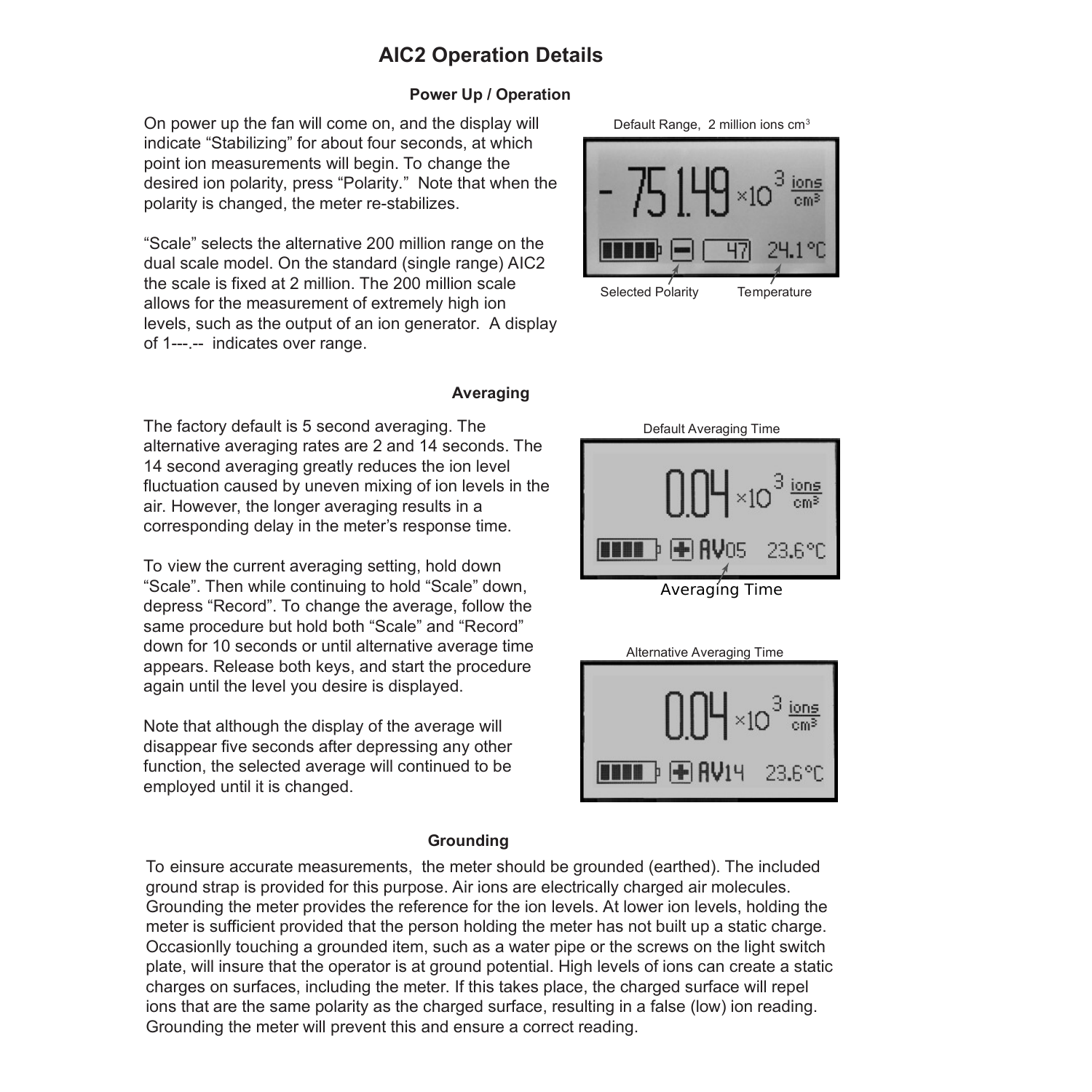# AIC2 Operation Details

### Power Up / Operation

On power up the fan will come on, and the display will indicate “Stabilizing” for about four seconds, at which point ion measurements will begin. To change the desired ion polarity, press “Polarity.” Note that when the polarity is changed, the meter re-stabilizes.

“Scale” selects the alternative 200 million range on the dual scale model. On the standard (single range) AIC2 the scale is fixed at 2 million. The 200 million scale allows for the measurement of extremely high ion levels, such as the output of an ion generator. A display of 1---.-- indicates over range.

Default Range, 2 million ions $cm^3$

Selected Polarity Temperature

### Averaging

The factory default is 5 second averaging. The alternative averaging rates are 2 and 14 seconds. The 14 second averaging greatly reduces the ion level fluctuation caused by uneven mixing of ion levels in the air. However, the longer averaging results in a corresponding delay in the meter’s response time.

To view the current averaging setting, hold down “Scale”. Then while continuing to hold “Scale” down, depress “Record”. To change the average, follow the same procedure but hold both “Scale” and “Record” down for 10 seconds or until alternative average time appears. Release both keys, and start the procedure again until the level you desire is displayed.

Note that although the display of the average will disappear five seconds after depressing any other function, the selected average will continued to be employed until it is changed.

Default Averaging Time

Averaging Time

Alternative Averaging Time

### Grounding

To einsure accurate measurements, the meter should be grounded (earthed). The included ground strap is provided for this purpose. Air ions are electrically charged air molecules. Grounding the meter provides the reference for the ion levels. At lower ion levels, holding the meter is sufficient provided that the person holding the meter has not built up a static charge. Occasionlly touching a grounded item, such as a water pipe or the screws on the light switch plate, will insure that the operator is at ground potential. High levels of ions can create a static charges on surfaces, including the meter. If this takes place, the charged surface will repel ions that are the same polarity as the charged surface, resulting in a false (low) ion reading. Grounding the meter will prevent this and ensure a correct reading.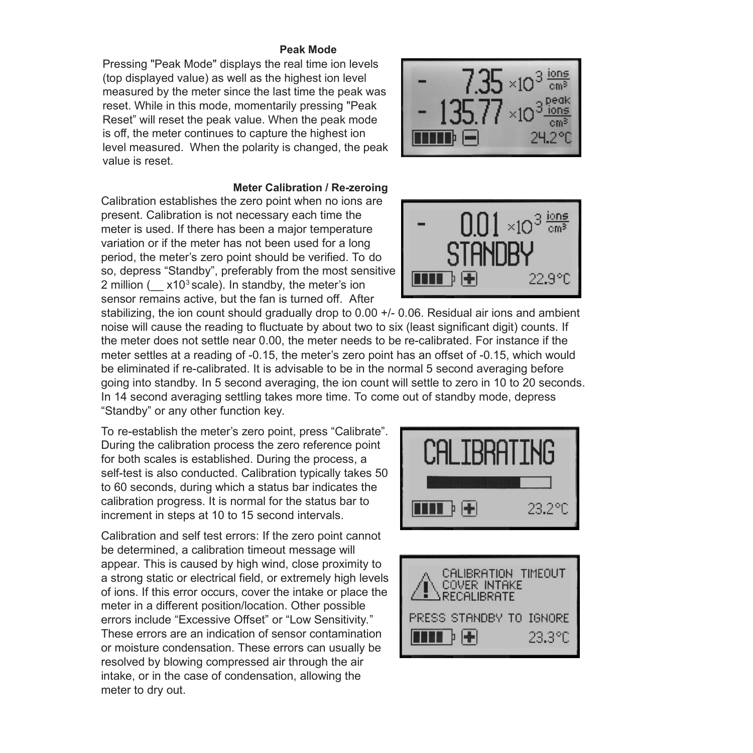### Peak Mode

Pressing "Peak Mode" displays the real time ion levels (top displayed value) as well as the highest ion level measured by the meter since the last time the peak was reset. While in this mode, momentarily pressing "Peak Reset" will reset the peak value. When the peak mode is off, the meter continues to capture the highest ion level measured. When the polarity is changed, the peak value is reset.

### Meter Calibration / Re-zeroing

Calibration establishes the zero point when no ions are present. Calibration is not necessary each time the meter is used. If there has been a major temperature variation or if the meter has not been used for a long period, the meter's zero point should be verified. To do so, depress "Standby", preferably from the most sensitive 2 million (__ $x10^3$ scale). In standby, the meter's ion sensor remains active, but the fan is turned off. After stabilizing, the ion count should gradually drop to 0.00 +/- 0.06. Residual air ions and ambient noise will cause the reading to fluctuate by about two to six (least significant digit) counts. If the meter does not settle near 0.00, the meter needs to be re-calibrated. For instance if the meter settles at a reading of -0.15, the meter's zero point has an offset of -0.15, which would be eliminated if re-calibrated. It is advisable to be in the normal 5 second averaging before going into standby. In 5 second averaging, the ion count will settle to zero in 10 to 20 seconds. In 14 second averaging settling takes more time. To come out of standby mode, depress "Standby" or any other function key.

To re-establish the meter's zero point, press "Calibrate". During the calibration process the zero reference point for both scales is established. During the process, a self-test is also conducted. Calibration typically takes 50 to 60 seconds, during which a status bar indicates the calibration progress. It is normal for the status bar to increment in steps at 10 to 15 second intervals.

Calibration and self test errors: If the zero point cannot be determined, a calibration timeout message will appear. This is caused by high wind, close proximity to a strong static or electrical field, or extremely high levels of ions. If this error occurs, cover the intake or place the meter in a different position/location. Other possible errors include "Excessive Offset" or "Low Sensitivity." These errors are an indication of sensor contamination or moisture condensation. These errors can usually be resolved by blowing compressed air through the air intake, or in the case of condensation, allowing the meter to dry out.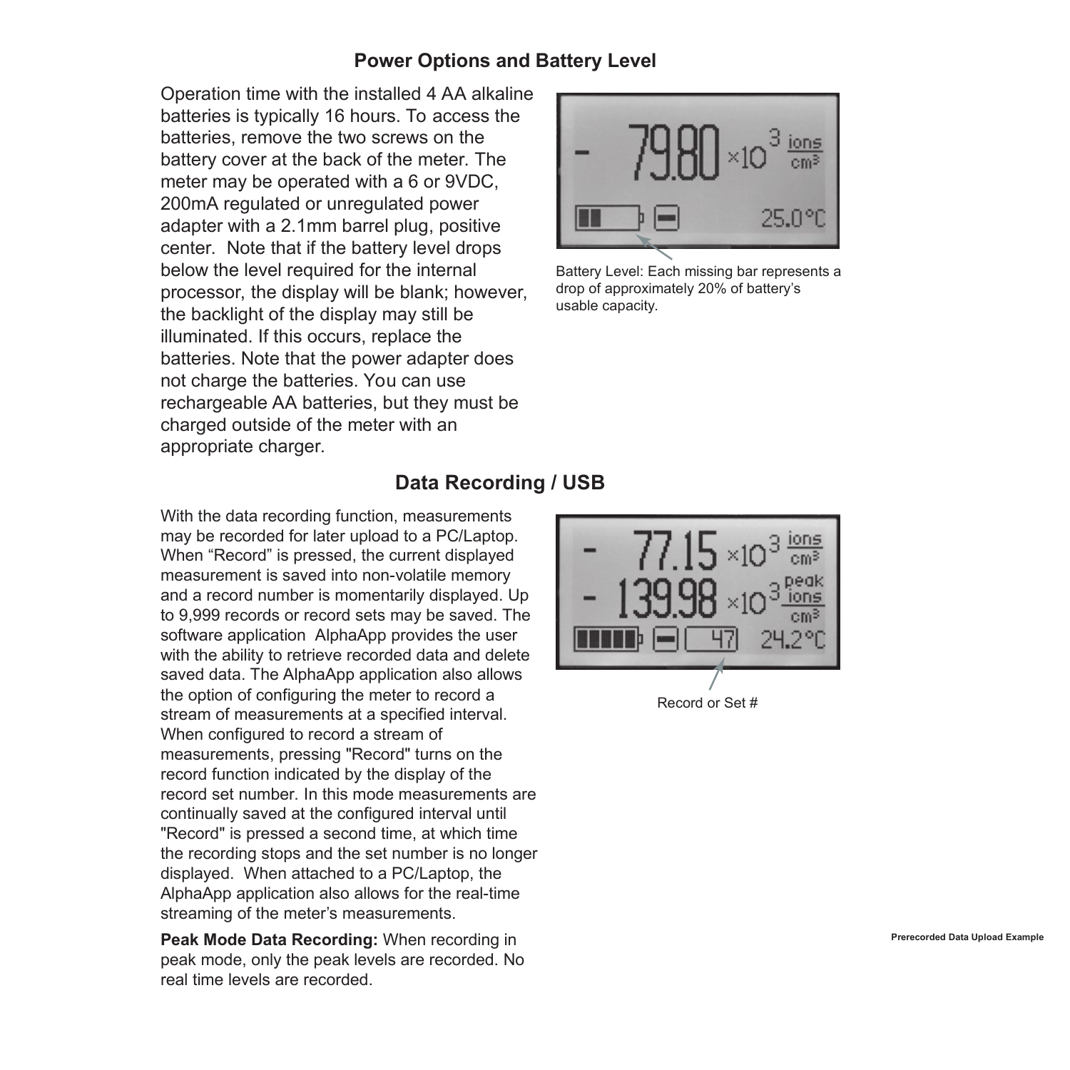## Power Options and Battery Level

Operation time with the installed 4 AA alkaline batteries is typically 16 hours. To access the batteries, remove the two screws on the battery cover at the back of the meter. The meter may be operated with a 6 or 9VDC, 200mA regulated or unregulated power adapter with a 2.1mm barrel plug, positive center. Note that if the battery level drops below the level required for the internal processor, the display will be blank; however, the backlight of the display may still be illuminated. If this occurs, replace the batteries. Note that the power adapter does not charge the batteries. You can use rechargeable AA batteries, but they must be charged outside of the meter with an appropriate charger.

Battery Level: Each missing bar represents a drop of approximately 20% of battery's usable capacity.

## Data Recording / USB

With the data recording function, measurements may be recorded for later upload to a PC/Laptop. When "Record" is pressed, the current displayed measurement is saved into non-volatile memory and a record number is momentarily displayed. Up to 9,999 records or record sets may be saved. The software application AlphaApp provides the user with the ability to retrieve recorded data and delete saved data. The AlphaApp application also allows the option of configuring the meter to record a stream of measurements at a specified interval. When configured to record a stream of measurements, pressing "Record" turns on the record function indicated by the display of the record set number. In this mode measurements are continually saved at the configured interval until "Record" is pressed a second time, at which time the recording stops and the set number is no longer displayed. When attached to a PC/Laptop, the AlphaApp application also allows for the real-time streaming of the meter's measurements.

**Peak Mode Data Recording:** When recording in peak mode, only the peak levels are recorded. No real time levels are recorded.

Record or Set #

Prerecorded Data Upload Example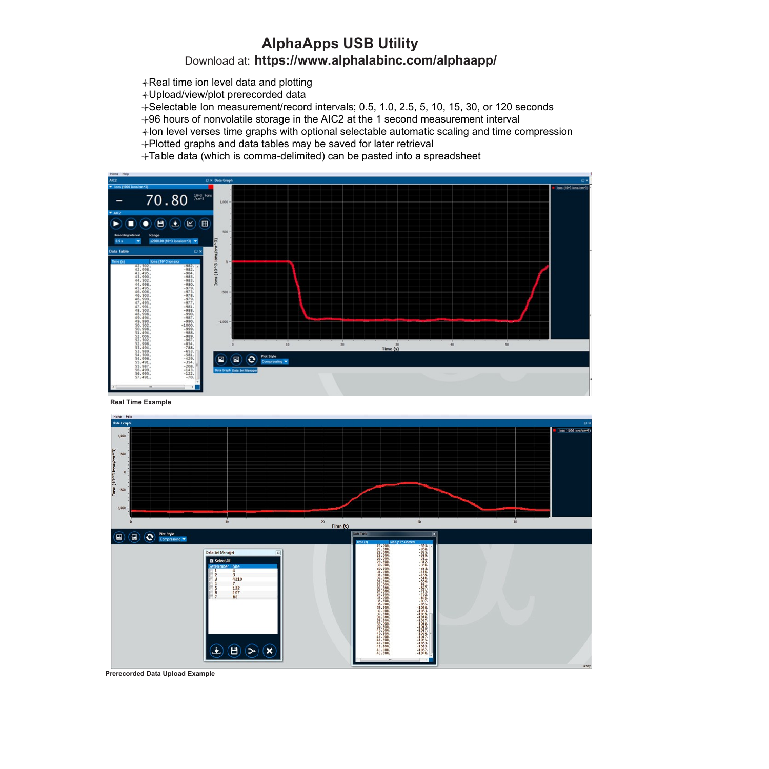# AlphaApps USB Utility

Download at: **https://www.alphalabinc.com/alphaapp/**

- Real time ion level data and plotting
- Upload/view/plot prerecorded data
- Selectable Ion measurement/record intervals; 0.5, 1.0, 2.5, 5, 10, 15, 30, or 120 seconds
- 96 hours of nonvolatile storage in the AIC2 at the 1 second measurement interval
- Ion level verses time graphs with optional selectable automatic scaling and time compression
- Plotted graphs and data tables may be saved for later retrieval
- Table data (which is comma-delimited) can be pasted into a spreadsheet

**Real Time Example**

**Prerecorded Data Upload Example**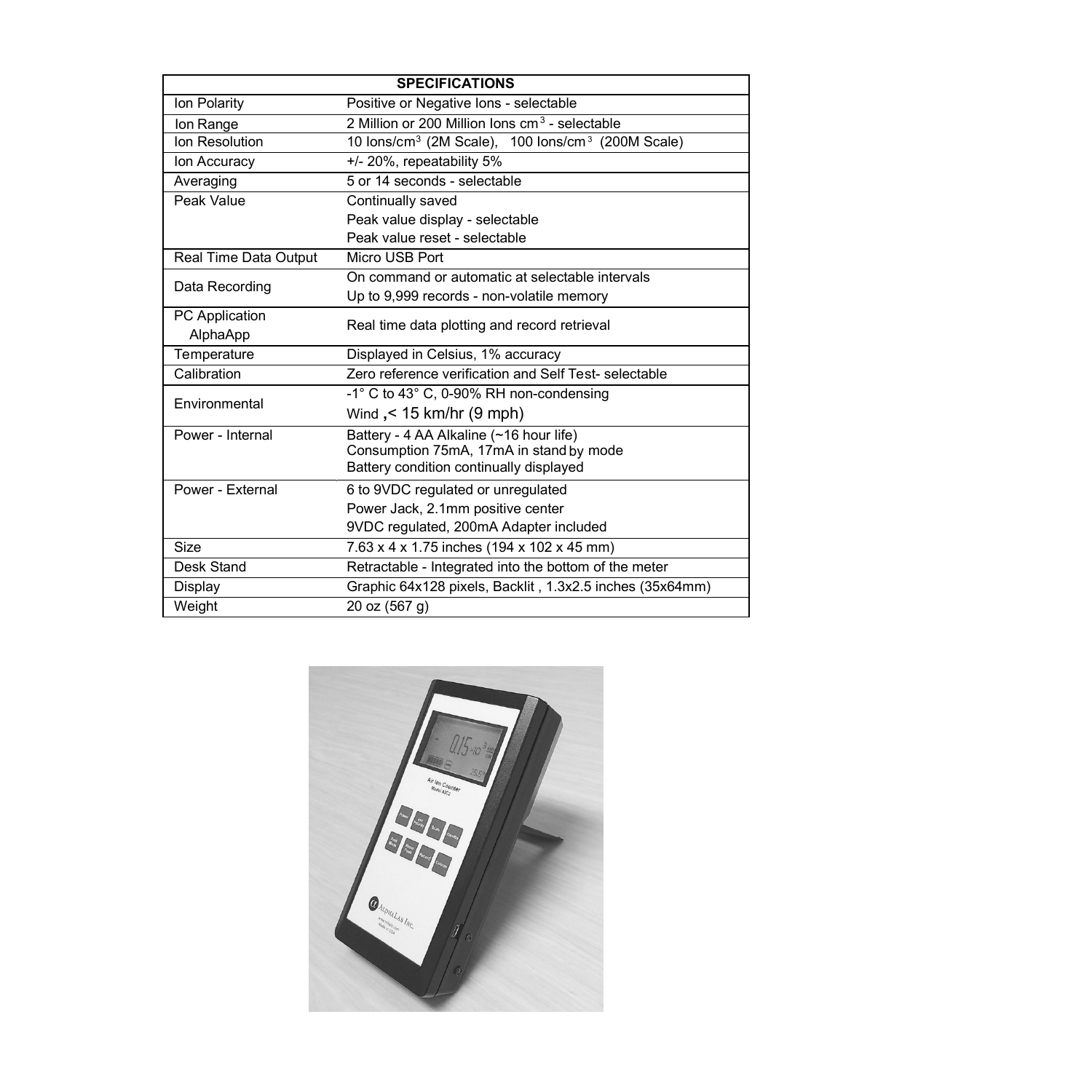| SPECIFICATIONS | |
|---|---|
| Ion Polarity | Positive or Negative Ions - selectable |
| Ion Range | 2 Million or 200 Million Ions $cm^3$ - selectable |
| Ion Resolution | 10 Ions/$cm^3$ (2M Scale), 100 Ions/$cm^3$ (200M Scale) |
| Ion Accuracy | +/- 20%, repeatability 5% |
| Averaging | 5 or 14 seconds - selectable |
| Peak Value | Continually saved<br>Peak value display - selectable<br>Peak value reset - selectable |
| Real Time Data Output | Micro USB Port |
| Data Recording | On command or automatic at selectable intervals<br>Up to 9,999 records - non-volatile memory |
| PC Application AlphaApp | Real time data plotting and record retrieval |
| Temperature | Displayed in Celsius, 1% accuracy |
| Calibration | Zero reference verification and Self Test- selectable |
| Environmental | -1° C to 43° C, 0-90% RH non-condensing<br>Wind ,< 15 km/hr (9 mph) |
| Power - Internal | Battery - 4 AA Alkaline (~16 hour life)<br>Consumption 75mA, 17mA in stand by mode<br>Battery condition continually displayed |
| Power - External | 6 to 9VDC regulated or unregulated<br>Power Jack, 2.1mm positive center<br>9VDC regulated, 200mA Adapter included |
| Size | 7.63 x 4 x 1.75 inches (194 x 102 x 45 mm) |
| Desk Stand | Retractable - Integrated into the bottom of the meter |
| Display | Graphic 64x128 pixels, Backlit , 1.3x2.5 inches (35x64mm) |
| Weight | 20 oz (567 g) |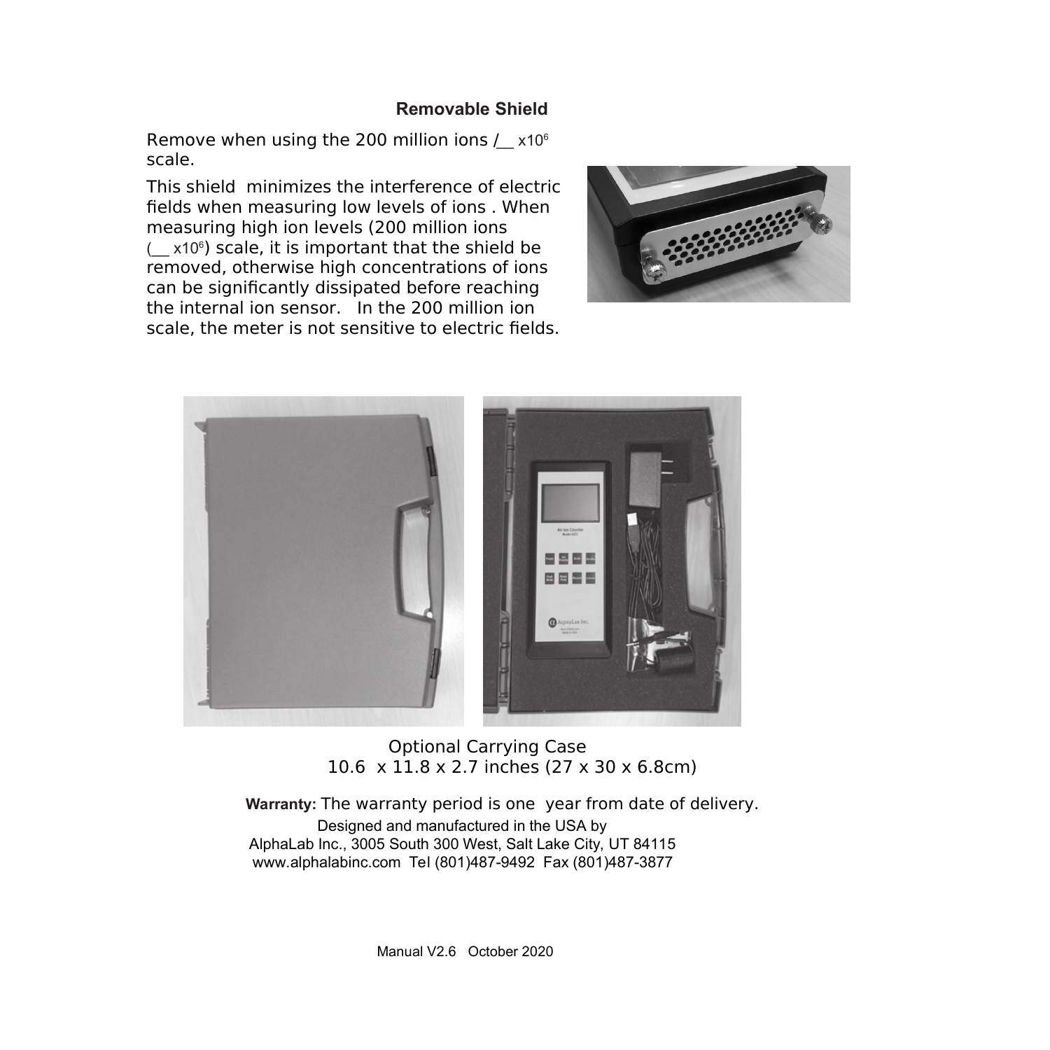### Removable Shield

Remove when using the 200 million ions /__ $x10^6$ scale.

This shield minimizes the interference of electric fields when measuring low levels of ions . When measuring high ion levels (200 million ions (__ $x10^6$) scale, it is important that the shield be removed, otherwise high concentrations of ions can be significantly dissipated before reaching the internal ion sensor. In the 200 million ion scale, the meter is not sensitive to electric fields.

Optional Carrying Case
10.6 x 11.8 x 2.7 inches (27 x 30 x 6.8cm)

**Warranty:** The warranty period is one year from date of delivery.

Designed and manufactured in the USA by
AlphaLab Inc., 3005 South 300 West, Salt Lake City, UT 84115
www.alphalabinc.com Tel (801)487-9492 Fax (801)487-3877

Manual V2.6 October 2020